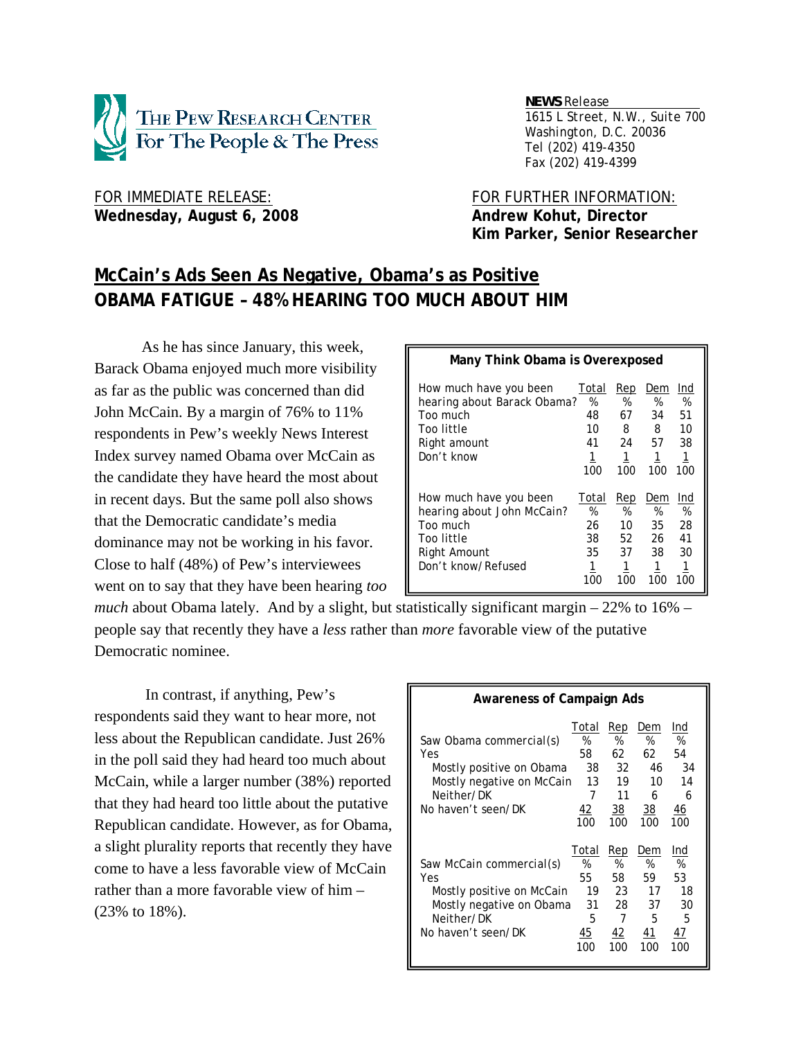THE PEW RESEARCH CENTER
For The People & The Press

**NEWS** Release
1615 L Street, N.W., Suite 700
Washington, D.C. 20036
Tel (202) 419-4350
Fax (202) 419-4399

FOR IMMEDIATE RELEASE:
**Wednesday, August 6, 2008**

FOR FURTHER INFORMATION:
**Andrew Kohut, Director**
**Kim Parker, Senior Researcher**

## McCain's Ads Seen As Negative, Obama's as Positive
## OBAMA FATIGUE – 48% HEARING TOO MUCH ABOUT HIM

As he has since January, this week, Barack Obama enjoyed much more visibility as far as the public was concerned than did John McCain. By a margin of 76% to 11% respondents in Pew's weekly News Interest Index survey named Obama over McCain as the candidate they have heard the most about in recent days. But the same poll also shows that the Democratic candidate's media dominance may not be working in his favor. Close to half (48%) of Pew's interviewees went on to say that they have been hearing *too much* about Obama lately. And by a slight, but statistically significant margin – 22% to 16% – people say that recently they have a *less* rather than *more* favorable view of the putative Democratic nominee.

**Many Think Obama is Overexposed**

| How much have you been hearing about Barack Obama? | Total % | Rep % | Dem % | Ind % |
|---|---|---|---|---|
| Too much | 48 | 67 | 34 | 51 |
| Too little | 10 | 8 | 8 | 10 |
| Right amount | 41 | 24 | 57 | 38 |
| Don't know | 1 | 1 | 1 | 1 |
| | 100 | 100 | 100 | 100 |

| How much have you been hearing about John McCain? | Total % | Rep % | Dem % | Ind % |
|---|---|---|---|---|
| Too much | 26 | 10 | 35 | 28 |
| Too little | 38 | 52 | 26 | 41 |
| Right Amount | 35 | 37 | 38 | 30 |
| Don't know/Refused | 1 | 1 | 1 | 1 |
| | 100 | 100 | 100 | 100 |

In contrast, if anything, Pew's respondents said they want to hear more, not less about the Republican candidate. Just 26% in the poll said they had heard too much about McCain, while a larger number (38%) reported that they had heard too little about the putative Republican candidate. However, as for Obama, a slight plurality reports that recently they have come to have a less favorable view of McCain rather than a more favorable view of him – (23% to 18%).

**Awareness of Campaign Ads**

| Saw Obama commercial(s) | Total % | Rep % | Dem % | Ind % |
|---|---|---|---|---|
| Yes | 58 | 62 | 62 | 54 |
| Mostly positive on Obama | 38 | 32 | 46 | 34 |
| Mostly negative on McCain | 13 | 19 | 10 | 14 |
| Neither/DK | 7 | 11 | 6 | 6 |
| No haven't seen/DK | 42 | 38 | 38 | 46 |
| | 100 | 100 | 100 | 100 |

| Saw McCain commercial(s) | Total % | Rep % | Dem % | Ind % |
|---|---|---|---|---|
| Yes | 55 | 58 | 59 | 53 |
| Mostly positive on McCain | 19 | 23 | 17 | 18 |
| Mostly negative on Obama | 31 | 28 | 37 | 30 |
| Neither/DK | 5 | 7 | 5 | 5 |
| No haven't seen/DK | 45 | 42 | 41 | 47 |
| | 100 | 100 | 100 | 100 |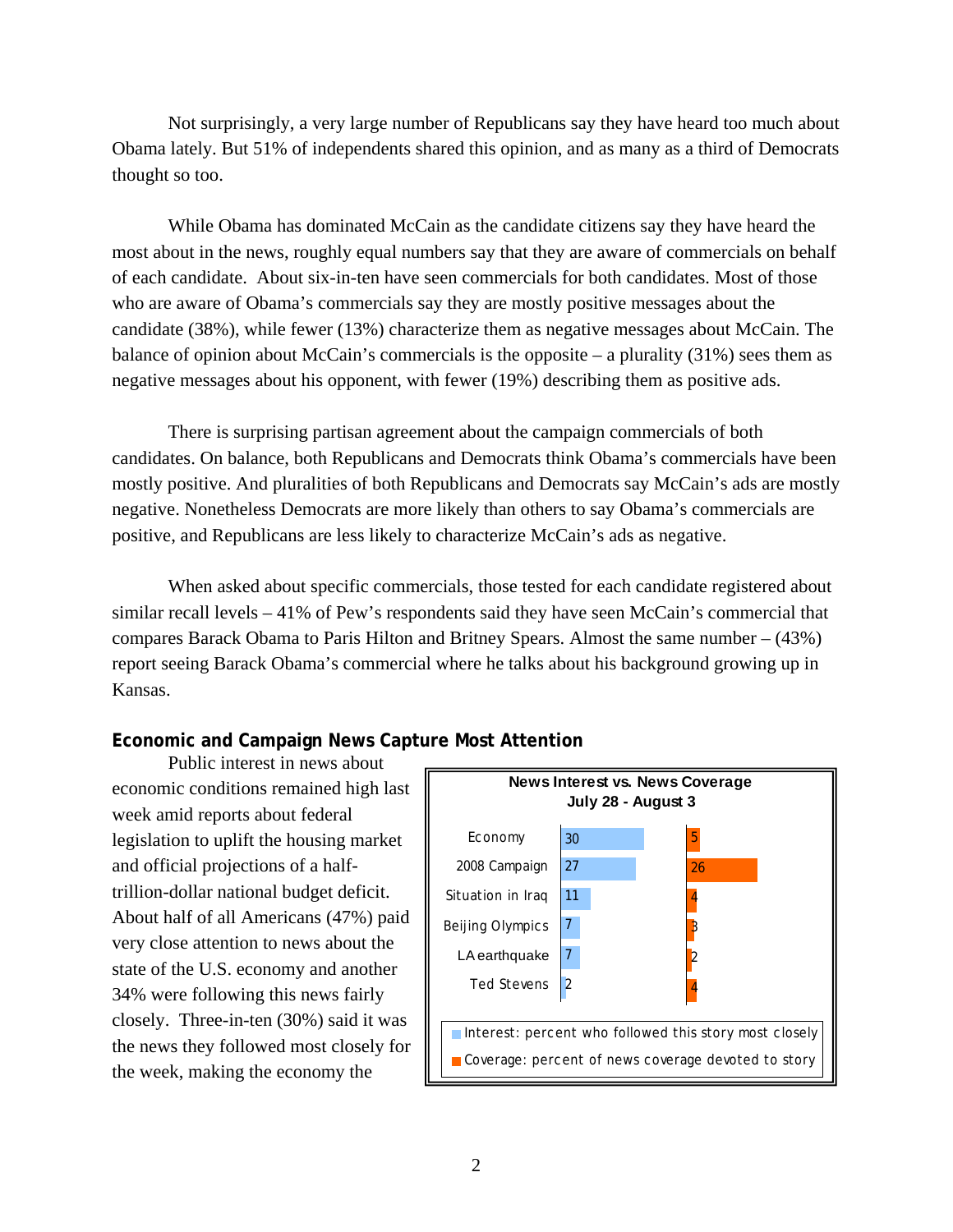Not surprisingly, a very large number of Republicans say they have heard too much about Obama lately. But 51% of independents shared this opinion, and as many as a third of Democrats thought so too.

While Obama has dominated McCain as the candidate citizens say they have heard the most about in the news, roughly equal numbers say that they are aware of commercials on behalf of each candidate. About six-in-ten have seen commercials for both candidates. Most of those who are aware of Obama's commercials say they are mostly positive messages about the candidate (38%), while fewer (13%) characterize them as negative messages about McCain. The balance of opinion about McCain's commercials is the opposite – a plurality (31%) sees them as negative messages about his opponent, with fewer (19%) describing them as positive ads.

There is surprising partisan agreement about the campaign commercials of both candidates. On balance, both Republicans and Democrats think Obama's commercials have been mostly positive. And pluralities of both Republicans and Democrats say McCain's ads are mostly negative. Nonetheless Democrats are more likely than others to say Obama's commercials are positive, and Republicans are less likely to characterize McCain's ads as negative.

When asked about specific commercials, those tested for each candidate registered about similar recall levels – 41% of Pew's respondents said they have seen McCain's commercial that compares Barack Obama to Paris Hilton and Britney Spears. Almost the same number – (43%) report seeing Barack Obama's commercial where he talks about his background growing up in Kansas.

### Economic and Campaign News Capture Most Attention

Public interest in news about economic conditions remained high last week amid reports about federal legislation to uplift the housing market and official projections of a half-trillion-dollar national budget deficit. About half of all Americans (47%) paid very close attention to news about the state of the U.S. economy and another 34% were following this news fairly closely. Three-in-ten (30%) said it was the news they followed most closely for the week, making the economy the

**News Interest vs. News Coverage**
**July 28 - August 3**

| | Interest: percent who followed this story most closely | Coverage: percent of news coverage devoted to story |
|---|---|---|
| Economy | 30 | 5 |
| 2008 Campaign | 27 | 26 |
| Situation in Iraq | 11 | 4 |
| Beijing Olympics | 7 | 3 |
| LA earthquake | 7 | 2 |
| Ted Stevens | 2 | 4 |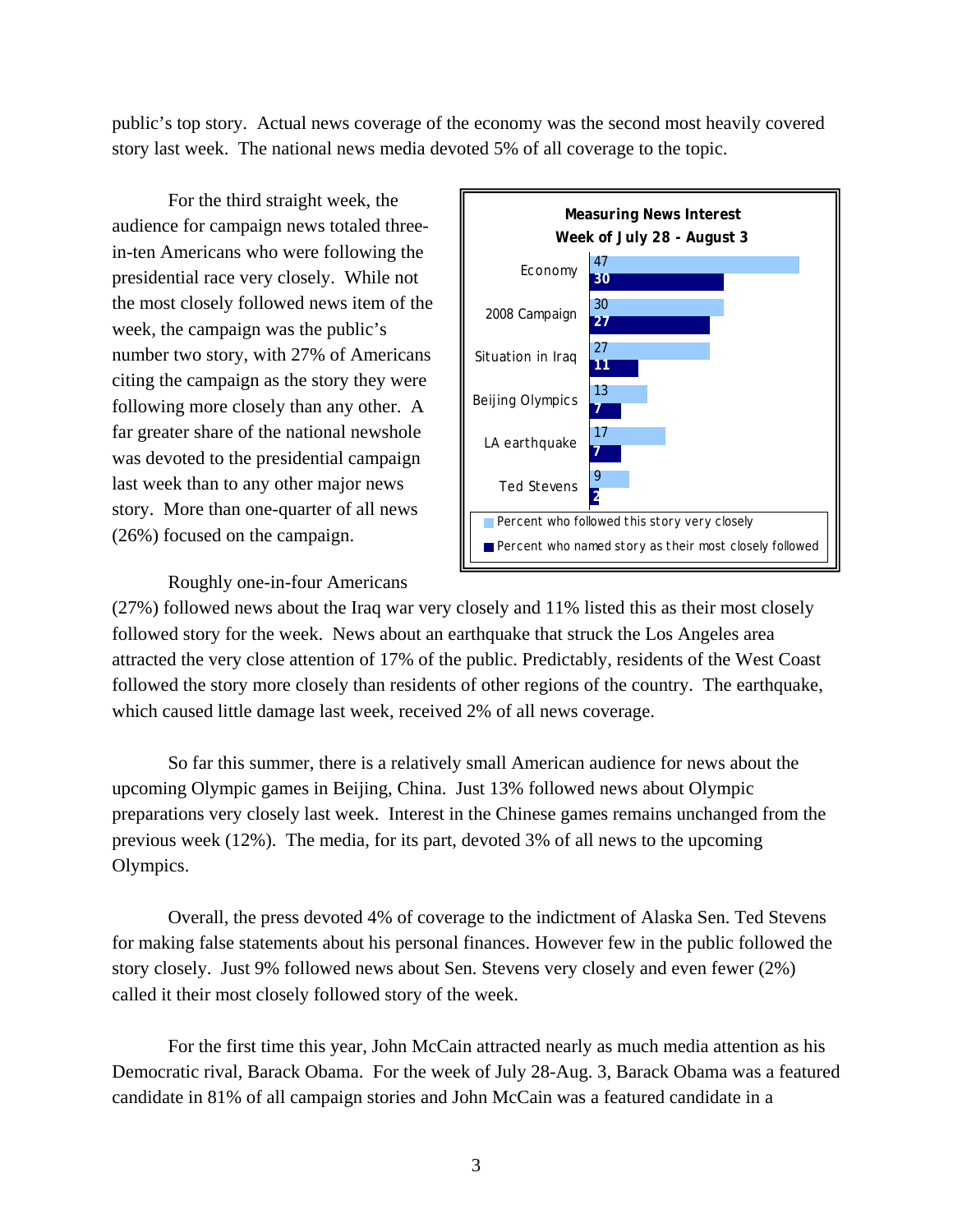public's top story. Actual news coverage of the economy was the second most heavily covered story last week. The national news media devoted 5% of all coverage to the topic.

For the third straight week, the audience for campaign news totaled three-in-ten Americans who were following the presidential race very closely. While not the most closely followed news item of the week, the campaign was the public's number two story, with 27% of Americans citing the campaign as the story they were following more closely than any other. A far greater share of the national newshole was devoted to the presidential campaign last week than to any other major news story. More than one-quarter of all news (26%) focused on the campaign.

**Measuring News Interest**
**Week of July 28 - August 3**

| | Percent who followed this story very closely | Percent who named story as their most closely followed |
|---|---|---|
| Economy | 47 | 30 |
| 2008 Campaign | 30 | 27 |
| Situation in Iraq | 27 | 11 |
| Beijing Olympics | 13 | 7 |
| LA earthquake | 17 | 7 |
| Ted Stevens | 9 | 2 |

Roughly one-in-four Americans (27%) followed news about the Iraq war very closely and 11% listed this as their most closely followed story for the week. News about an earthquake that struck the Los Angeles area attracted the very close attention of 17% of the public. Predictably, residents of the West Coast followed the story more closely than residents of other regions of the country. The earthquake, which caused little damage last week, received 2% of all news coverage.

So far this summer, there is a relatively small American audience for news about the upcoming Olympic games in Beijing, China. Just 13% followed news about Olympic preparations very closely last week. Interest in the Chinese games remains unchanged from the previous week (12%). The media, for its part, devoted 3% of all news to the upcoming Olympics.

Overall, the press devoted 4% of coverage to the indictment of Alaska Sen. Ted Stevens for making false statements about his personal finances. However few in the public followed the story closely. Just 9% followed news about Sen. Stevens very closely and even fewer (2%) called it their most closely followed story of the week.

For the first time this year, John McCain attracted nearly as much media attention as his Democratic rival, Barack Obama. For the week of July 28-Aug. 3, Barack Obama was a featured candidate in 81% of all campaign stories and John McCain was a featured candidate in a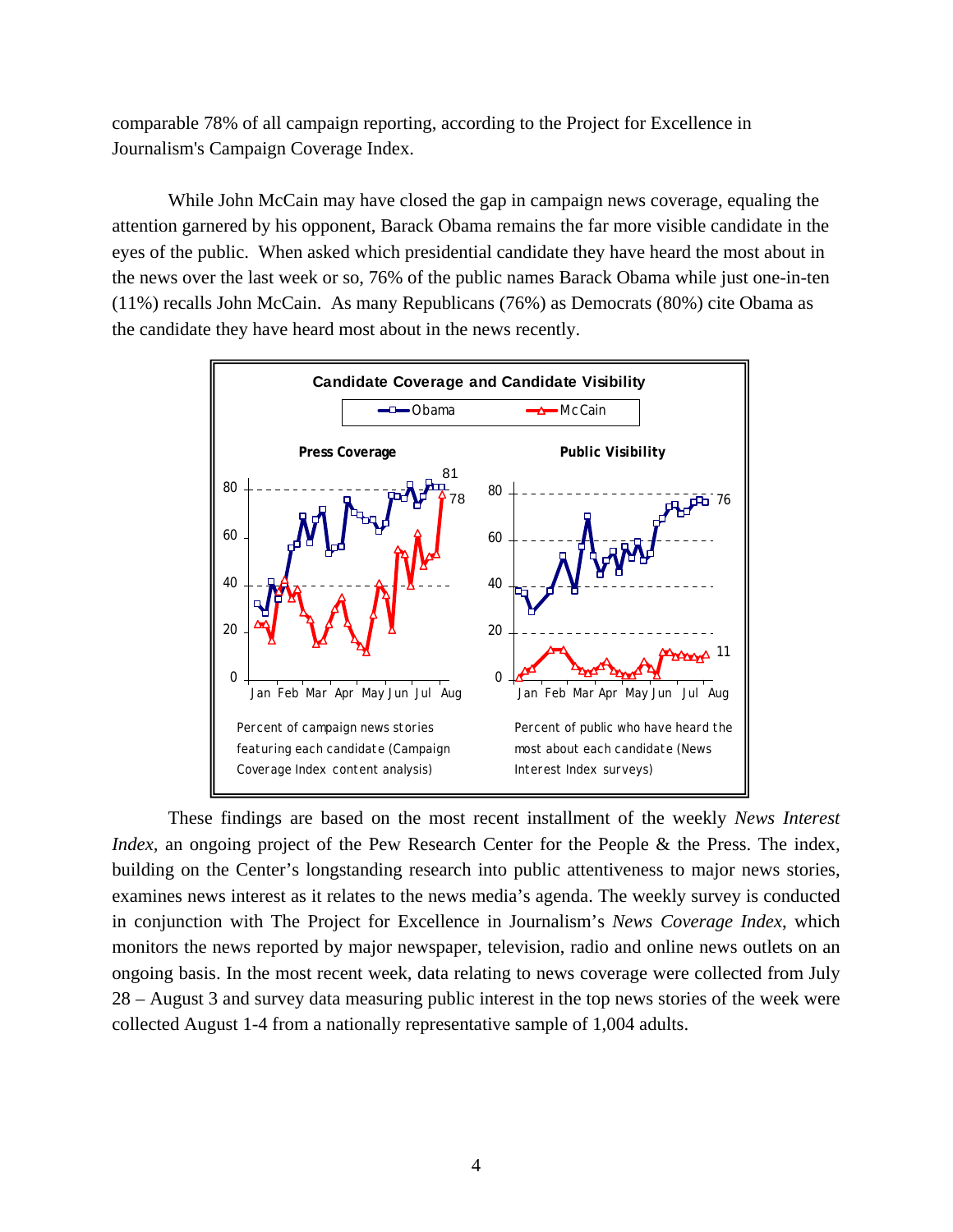comparable 78% of all campaign reporting, according to the Project for Excellence in Journalism's Campaign Coverage Index.

While John McCain may have closed the gap in campaign news coverage, equaling the attention garnered by his opponent, Barack Obama remains the far more visible candidate in the eyes of the public. When asked which presidential candidate they have heard the most about in the news over the last week or so, 76% of the public names Barack Obama while just one-in-ten (11%) recalls John McCain. As many Republicans (76%) as Democrats (80%) cite Obama as the candidate they have heard most about in the news recently.

**Candidate Coverage and Candidate Visibility**

Obama / McCain

**Press Coverage**

Percent of campaign news stories featuring each candidate (Campaign Coverage Index content analysis)

**Public Visibility**

Percent of public who have heard the most about each candidate (News Interest Index surveys)

These findings are based on the most recent installment of the weekly *News Interest Index*, an ongoing project of the Pew Research Center for the People & the Press. The index, building on the Center's longstanding research into public attentiveness to major news stories, examines news interest as it relates to the news media's agenda. The weekly survey is conducted in conjunction with The Project for Excellence in Journalism's *News Coverage Index*, which monitors the news reported by major newspaper, television, radio and online news outlets on an ongoing basis. In the most recent week, data relating to news coverage were collected from July 28 – August 3 and survey data measuring public interest in the top news stories of the week were collected August 1-4 from a nationally representative sample of 1,004 adults.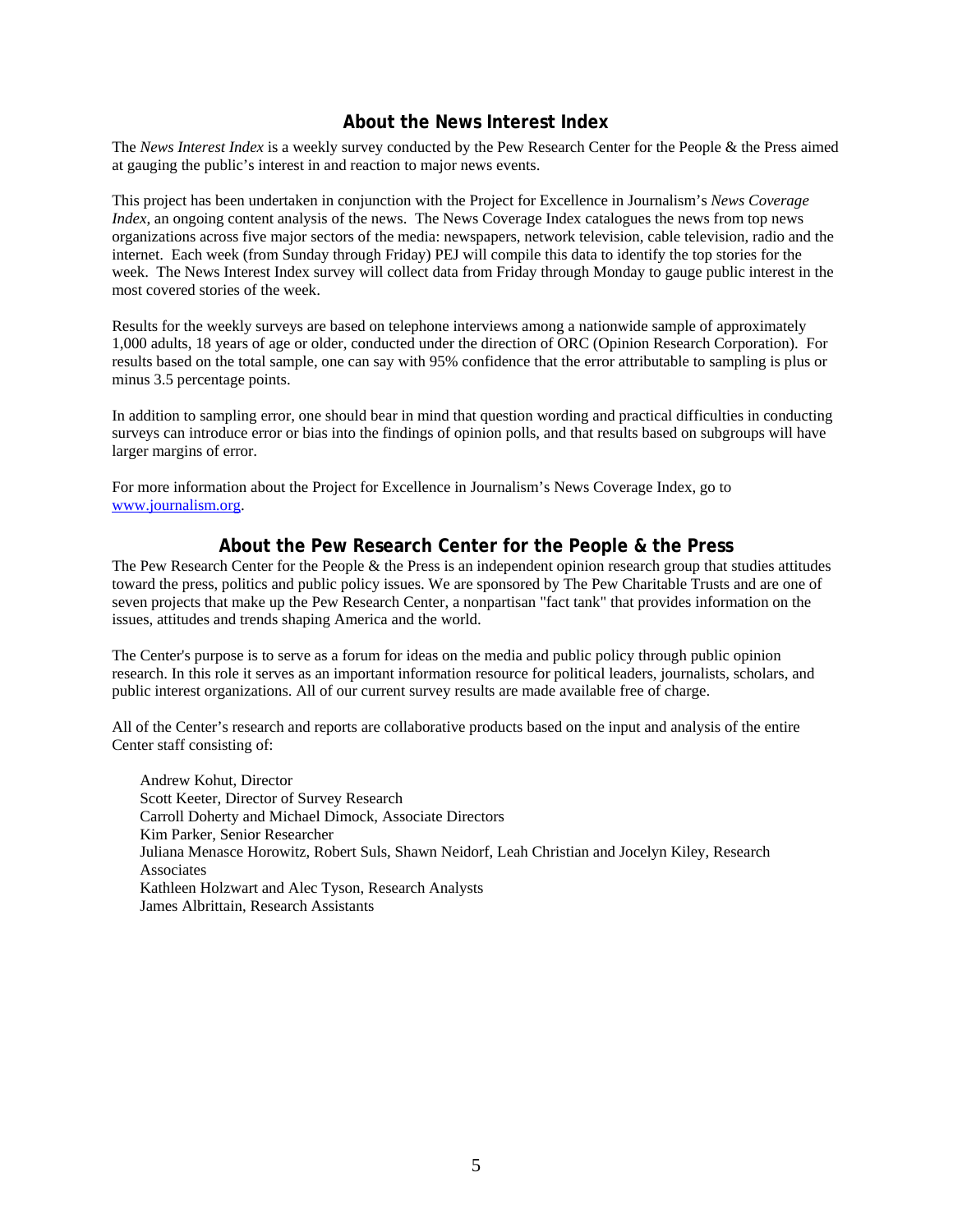## About the News Interest Index

The *News Interest Index* is a weekly survey conducted by the Pew Research Center for the People & the Press aimed at gauging the public's interest in and reaction to major news events.

This project has been undertaken in conjunction with the Project for Excellence in Journalism's *News Coverage Index*, an ongoing content analysis of the news. The News Coverage Index catalogues the news from top news organizations across five major sectors of the media: newspapers, network television, cable television, radio and the internet. Each week (from Sunday through Friday) PEJ will compile this data to identify the top stories for the week. The News Interest Index survey will collect data from Friday through Monday to gauge public interest in the most covered stories of the week.

Results for the weekly surveys are based on telephone interviews among a nationwide sample of approximately 1,000 adults, 18 years of age or older, conducted under the direction of ORC (Opinion Research Corporation). For results based on the total sample, one can say with 95% confidence that the error attributable to sampling is plus or minus 3.5 percentage points.

In addition to sampling error, one should bear in mind that question wording and practical difficulties in conducting surveys can introduce error or bias into the findings of opinion polls, and that results based on subgroups will have larger margins of error.

For more information about the Project for Excellence in Journalism's News Coverage Index, go to www.journalism.org.

## About the Pew Research Center for the People & the Press

The Pew Research Center for the People & the Press is an independent opinion research group that studies attitudes toward the press, politics and public policy issues. We are sponsored by The Pew Charitable Trusts and are one of seven projects that make up the Pew Research Center, a nonpartisan "fact tank" that provides information on the issues, attitudes and trends shaping America and the world.

The Center's purpose is to serve as a forum for ideas on the media and public policy through public opinion research. In this role it serves as an important information resource for political leaders, journalists, scholars, and public interest organizations. All of our current survey results are made available free of charge.

All of the Center's research and reports are collaborative products based on the input and analysis of the entire Center staff consisting of:

Andrew Kohut, Director
Scott Keeter, Director of Survey Research
Carroll Doherty and Michael Dimock, Associate Directors
Kim Parker, Senior Researcher
Juliana Menasce Horowitz, Robert Suls, Shawn Neidorf, Leah Christian and Jocelyn Kiley, Research Associates
Kathleen Holzwart and Alec Tyson, Research Analysts
James Albrittain, Research Assistants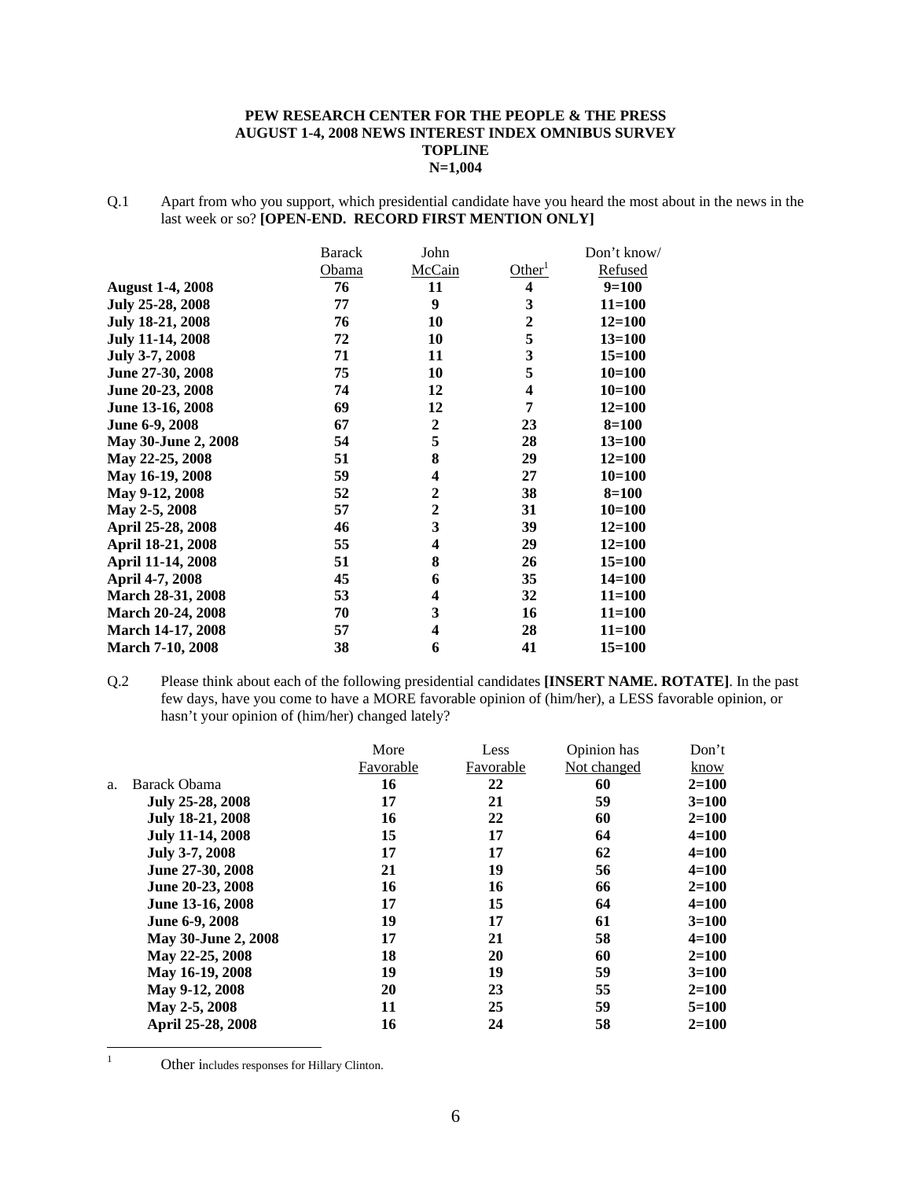**PEW RESEARCH CENTER FOR THE PEOPLE & THE PRESS**
**AUGUST 1-4, 2008 NEWS INTEREST INDEX OMNIBUS SURVEY**
**TOPLINE**
**N=1,004**

Q.1 Apart from who you support, which presidential candidate have you heard the most about in the news in the last week or so? **[OPEN-END. RECORD FIRST MENTION ONLY]**

| | Barack Obama | John McCain | Other[1] | Don't know/ Refused |
|---|---|---|---|---|
| **August 1-4, 2008** | **76** | **11** | **4** | **9=100** |
| **July 25-28, 2008** | **77** | **9** | **3** | **11=100** |
| **July 18-21, 2008** | **76** | **10** | **2** | **12=100** |
| **July 11-14, 2008** | **72** | **10** | **5** | **13=100** |
| **July 3-7, 2008** | **71** | **11** | **3** | **15=100** |
| **June 27-30, 2008** | **75** | **10** | **5** | **10=100** |
| **June 20-23, 2008** | **74** | **12** | **4** | **10=100** |
| **June 13-16, 2008** | **69** | **12** | **7** | **12=100** |
| **June 6-9, 2008** | **67** | **2** | **23** | **8=100** |
| **May 30-June 2, 2008** | **54** | **5** | **28** | **13=100** |
| **May 22-25, 2008** | **51** | **8** | **29** | **12=100** |
| **May 16-19, 2008** | **59** | **4** | **27** | **10=100** |
| **May 9-12, 2008** | **52** | **2** | **38** | **8=100** |
| **May 2-5, 2008** | **57** | **2** | **31** | **10=100** |
| **April 25-28, 2008** | **46** | **3** | **39** | **12=100** |
| **April 18-21, 2008** | **55** | **4** | **29** | **12=100** |
| **April 11-14, 2008** | **51** | **8** | **26** | **15=100** |
| **April 4-7, 2008** | **45** | **6** | **35** | **14=100** |
| **March 28-31, 2008** | **53** | **4** | **32** | **11=100** |
| **March 20-24, 2008** | **70** | **3** | **16** | **11=100** |
| **March 14-17, 2008** | **57** | **4** | **28** | **11=100** |
| **March 7-10, 2008** | **38** | **6** | **41** | **15=100** |

Q.2 Please think about each of the following presidential candidates **[INSERT NAME. ROTATE]**. In the past few days, have you come to have a MORE favorable opinion of (him/her), a LESS favorable opinion, or hasn't your opinion of (him/her) changed lately?

| | More Favorable | Less Favorable | Opinion has Not changed | Don't know |
|---|---|---|---|---|
| a. Barack Obama | **16** | **22** | **60** | **2=100** |
| **July 25-28, 2008** | **17** | **21** | **59** | **3=100** |
| **July 18-21, 2008** | **16** | **22** | **60** | **2=100** |
| **July 11-14, 2008** | **15** | **17** | **64** | **4=100** |
| **July 3-7, 2008** | **17** | **17** | **62** | **4=100** |
| **June 27-30, 2008** | **21** | **19** | **56** | **4=100** |
| **June 20-23, 2008** | **16** | **16** | **66** | **2=100** |
| **June 13-16, 2008** | **17** | **15** | **64** | **4=100** |
| **June 6-9, 2008** | **19** | **17** | **61** | **3=100** |
| **May 30-June 2, 2008** | **17** | **21** | **58** | **4=100** |
| **May 22-25, 2008** | **18** | **20** | **60** | **2=100** |
| **May 16-19, 2008** | **19** | **19** | **59** | **3=100** |
| **May 9-12, 2008** | **20** | **23** | **55** | **2=100** |
| **May 2-5, 2008** | **11** | **25** | **59** | **5=100** |
| **April 25-28, 2008** | **16** | **24** | **58** | **2=100** |

[1] Other includes responses for Hillary Clinton.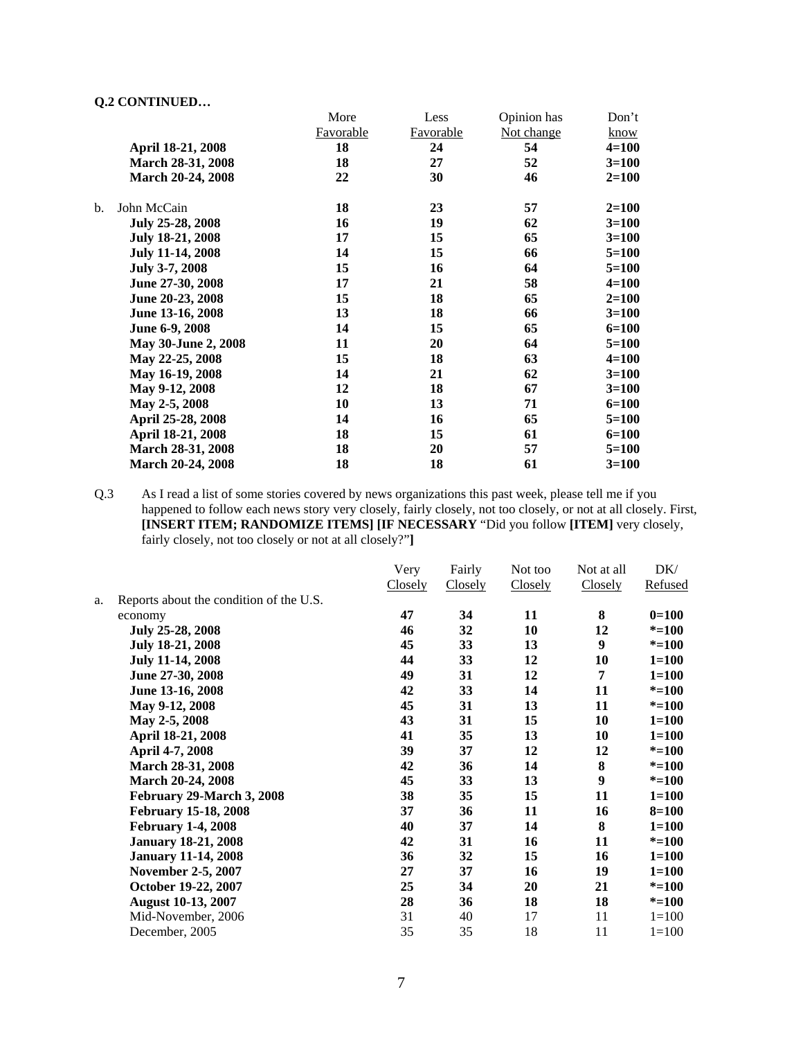**Q.2 CONTINUED…**

| | More Favorable | Less Favorable | Opinion has Not change | Don't know |
|---|---|---|---|---|
| **April 18-21, 2008** | **18** | **24** | **54** | **4=100** |
| **March 28-31, 2008** | **18** | **27** | **52** | **3=100** |
| **March 20-24, 2008** | **22** | **30** | **46** | **2=100** |
| b. John McCain | **18** | **23** | **57** | **2=100** |
| **July 25-28, 2008** | **16** | **19** | **62** | **3=100** |
| **July 18-21, 2008** | **17** | **15** | **65** | **3=100** |
| **July 11-14, 2008** | **14** | **15** | **66** | **5=100** |
| **July 3-7, 2008** | **15** | **16** | **64** | **5=100** |
| **June 27-30, 2008** | **17** | **21** | **58** | **4=100** |
| **June 20-23, 2008** | **15** | **18** | **65** | **2=100** |
| **June 13-16, 2008** | **13** | **18** | **66** | **3=100** |
| **June 6-9, 2008** | **14** | **15** | **65** | **6=100** |
| **May 30-June 2, 2008** | **11** | **20** | **64** | **5=100** |
| **May 22-25, 2008** | **15** | **18** | **63** | **4=100** |
| **May 16-19, 2008** | **14** | **21** | **62** | **3=100** |
| **May 9-12, 2008** | **12** | **18** | **67** | **3=100** |
| **May 2-5, 2008** | **10** | **13** | **71** | **6=100** |
| **April 25-28, 2008** | **14** | **16** | **65** | **5=100** |
| **April 18-21, 2008** | **18** | **15** | **61** | **6=100** |
| **March 28-31, 2008** | **18** | **20** | **57** | **5=100** |
| **March 20-24, 2008** | **18** | **18** | **61** | **3=100** |

Q.3 As I read a list of some stories covered by news organizations this past week, please tell me if you happened to follow each news story very closely, fairly closely, not too closely, or not at all closely. First, **[INSERT ITEM; RANDOMIZE ITEMS] [IF NECESSARY** "Did you follow **[ITEM]** very closely, fairly closely, not too closely or not at all closely?"**]**

| | Very Closely | Fairly Closely | Not too Closely | Not at all Closely | DK/ Refused |
|---|---|---|---|---|---|
| a. Reports about the condition of the U.S. economy | **47** | **34** | **11** | **8** | **0=100** |
| **July 25-28, 2008** | **46** | **32** | **10** | **12** | **\*=100** |
| **July 18-21, 2008** | **45** | **33** | **13** | **9** | **\*=100** |
| **July 11-14, 2008** | **44** | **33** | **12** | **10** | **1=100** |
| **June 27-30, 2008** | **49** | **31** | **12** | **7** | **1=100** |
| **June 13-16, 2008** | **42** | **33** | **14** | **11** | **\*=100** |
| **May 9-12, 2008** | **45** | **31** | **13** | **11** | **\*=100** |
| **May 2-5, 2008** | **43** | **31** | **15** | **10** | **1=100** |
| **April 18-21, 2008** | **41** | **35** | **13** | **10** | **1=100** |
| **April 4-7, 2008** | **39** | **37** | **12** | **12** | **\*=100** |
| **March 28-31, 2008** | **42** | **36** | **14** | **8** | **\*=100** |
| **March 20-24, 2008** | **45** | **33** | **13** | **9** | **\*=100** |
| **February 29-March 3, 2008** | **38** | **35** | **15** | **11** | **1=100** |
| **February 15-18, 2008** | **37** | **36** | **11** | **16** | **8=100** |
| **February 1-4, 2008** | **40** | **37** | **14** | **8** | **1=100** |
| **January 18-21, 2008** | **42** | **31** | **16** | **11** | **\*=100** |
| **January 11-14, 2008** | **36** | **32** | **15** | **16** | **1=100** |
| **November 2-5, 2007** | **27** | **37** | **16** | **19** | **1=100** |
| **October 19-22, 2007** | **25** | **34** | **20** | **21** | **\*=100** |
| **August 10-13, 2007** | **28** | **36** | **18** | **18** | **\*=100** |
| Mid-November, 2006 | 31 | 40 | 17 | 11 | 1=100 |
| December, 2005 | 35 | 35 | 18 | 11 | 1=100 |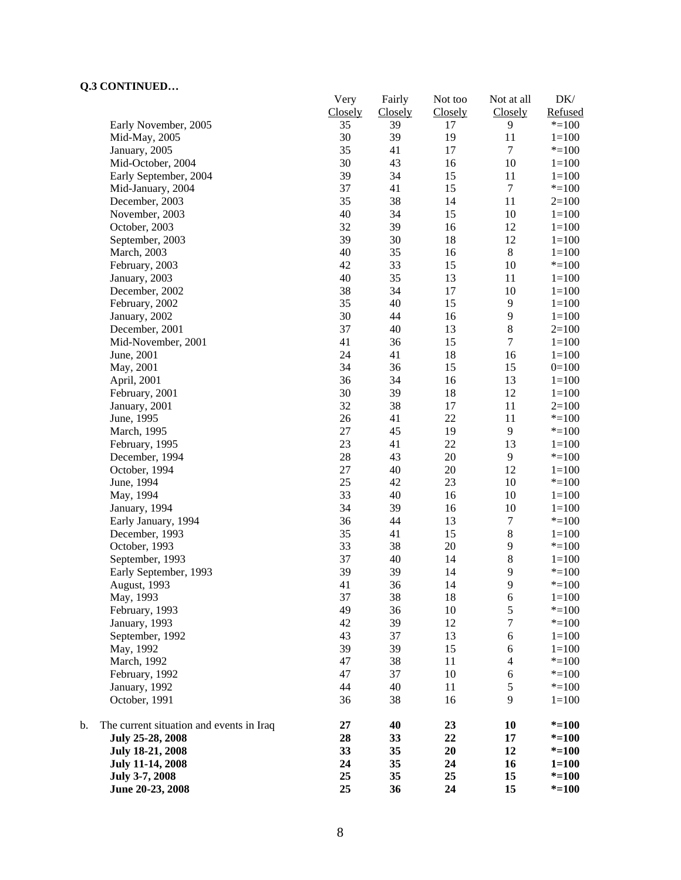**Q.3 CONTINUED…**

| | Very Closely | Fairly Closely | Not too Closely | Not at all Closely | DK/ Refused |
|---|---|---|---|---|---|
| Early November, 2005 | 35 | 39 | 17 | 9 | *=100 |
| Mid-May, 2005 | 30 | 39 | 19 | 11 | 1=100 |
| January, 2005 | 35 | 41 | 17 | 7 | *=100 |
| Mid-October, 2004 | 30 | 43 | 16 | 10 | 1=100 |
| Early September, 2004 | 39 | 34 | 15 | 11 | 1=100 |
| Mid-January, 2004 | 37 | 41 | 15 | 7 | *=100 |
| December, 2003 | 35 | 38 | 14 | 11 | 2=100 |
| November, 2003 | 40 | 34 | 15 | 10 | 1=100 |
| October, 2003 | 32 | 39 | 16 | 12 | 1=100 |
| September, 2003 | 39 | 30 | 18 | 12 | 1=100 |
| March, 2003 | 40 | 35 | 16 | 8 | 1=100 |
| February, 2003 | 42 | 33 | 15 | 10 | *=100 |
| January, 2003 | 40 | 35 | 13 | 11 | 1=100 |
| December, 2002 | 38 | 34 | 17 | 10 | 1=100 |
| February, 2002 | 35 | 40 | 15 | 9 | 1=100 |
| January, 2002 | 30 | 44 | 16 | 9 | 1=100 |
| December, 2001 | 37 | 40 | 13 | 8 | 2=100 |
| Mid-November, 2001 | 41 | 36 | 15 | 7 | 1=100 |
| June, 2001 | 24 | 41 | 18 | 16 | 1=100 |
| May, 2001 | 34 | 36 | 15 | 15 | 0=100 |
| April, 2001 | 36 | 34 | 16 | 13 | 1=100 |
| February, 2001 | 30 | 39 | 18 | 12 | 1=100 |
| January, 2001 | 32 | 38 | 17 | 11 | 2=100 |
| June, 1995 | 26 | 41 | 22 | 11 | *=100 |
| March, 1995 | 27 | 45 | 19 | 9 | *=100 |
| February, 1995 | 23 | 41 | 22 | 13 | 1=100 |
| December, 1994 | 28 | 43 | 20 | 9 | *=100 |
| October, 1994 | 27 | 40 | 20 | 12 | 1=100 |
| June, 1994 | 25 | 42 | 23 | 10 | *=100 |
| May, 1994 | 33 | 40 | 16 | 10 | 1=100 |
| January, 1994 | 34 | 39 | 16 | 10 | 1=100 |
| Early January, 1994 | 36 | 44 | 13 | 7 | *=100 |
| December, 1993 | 35 | 41 | 15 | 8 | 1=100 |
| October, 1993 | 33 | 38 | 20 | 9 | *=100 |
| September, 1993 | 37 | 40 | 14 | 8 | 1=100 |
| Early September, 1993 | 39 | 39 | 14 | 9 | *=100 |
| August, 1993 | 41 | 36 | 14 | 9 | *=100 |
| May, 1993 | 37 | 38 | 18 | 6 | 1=100 |
| February, 1993 | 49 | 36 | 10 | 5 | *=100 |
| January, 1993 | 42 | 39 | 12 | 7 | *=100 |
| September, 1992 | 43 | 37 | 13 | 6 | 1=100 |
| May, 1992 | 39 | 39 | 15 | 6 | 1=100 |
| March, 1992 | 47 | 38 | 11 | 4 | *=100 |
| February, 1992 | 47 | 37 | 10 | 6 | *=100 |
| January, 1992 | 44 | 40 | 11 | 5 | *=100 |
| October, 1991 | 36 | 38 | 16 | 9 | 1=100 |
| b. The current situation and events in Iraq | **27** | **40** | **23** | **10** | ***=100** |
| **July 25-28, 2008** | **28** | **33** | **22** | **17** | ***=100** |
| **July 18-21, 2008** | **33** | **35** | **20** | **12** | ***=100** |
| **July 11-14, 2008** | **24** | **35** | **24** | **16** | **1=100** |
| **July 3-7, 2008** | **25** | **35** | **25** | **15** | ***=100** |
| **June 20-23, 2008** | **25** | **36** | **24** | **15** | ***=100** |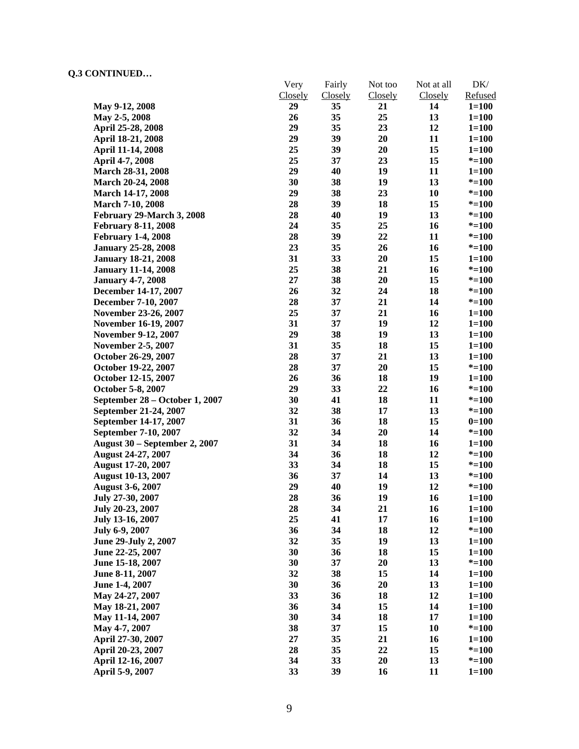**Q.3 CONTINUED…**

| | Very Closely | Fairly Closely | Not too Closely | Not at all Closely | DK/ Refused |
|---|---|---|---|---|---|
| **May 9-12, 2008** | **29** | **35** | **21** | **14** | **1=100** |
| **May 2-5, 2008** | **26** | **35** | **25** | **13** | **1=100** |
| **April 25-28, 2008** | **29** | **35** | **23** | **12** | **1=100** |
| **April 18-21, 2008** | **29** | **39** | **20** | **11** | **1=100** |
| **April 11-14, 2008** | **25** | **39** | **20** | **15** | **1=100** |
| **April 4-7, 2008** | **25** | **37** | **23** | **15** | ***=100** |
| **March 28-31, 2008** | **29** | **40** | **19** | **11** | **1=100** |
| **March 20-24, 2008** | **30** | **38** | **19** | **13** | ***=100** |
| **March 14-17, 2008** | **29** | **38** | **23** | **10** | ***=100** |
| **March 7-10, 2008** | **28** | **39** | **18** | **15** | ***=100** |
| **February 29-March 3, 2008** | **28** | **40** | **19** | **13** | ***=100** |
| **February 8-11, 2008** | **24** | **35** | **25** | **16** | ***=100** |
| **February 1-4, 2008** | **28** | **39** | **22** | **11** | ***=100** |
| **January 25-28, 2008** | **23** | **35** | **26** | **16** | ***=100** |
| **January 18-21, 2008** | **31** | **33** | **20** | **15** | **1=100** |
| **January 11-14, 2008** | **25** | **38** | **21** | **16** | ***=100** |
| **January 4-7, 2008** | **27** | **38** | **20** | **15** | ***=100** |
| **December 14-17, 2007** | **26** | **32** | **24** | **18** | ***=100** |
| **December 7-10, 2007** | **28** | **37** | **21** | **14** | ***=100** |
| **November 23-26, 2007** | **25** | **37** | **21** | **16** | **1=100** |
| **November 16-19, 2007** | **31** | **37** | **19** | **12** | **1=100** |
| **November 9-12, 2007** | **29** | **38** | **19** | **13** | **1=100** |
| **November 2-5, 2007** | **31** | **35** | **18** | **15** | **1=100** |
| **October 26-29, 2007** | **28** | **37** | **21** | **13** | **1=100** |
| **October 19-22, 2007** | **28** | **37** | **20** | **15** | ***=100** |
| **October 12-15, 2007** | **26** | **36** | **18** | **19** | **1=100** |
| **October 5-8, 2007** | **29** | **33** | **22** | **16** | ***=100** |
| **September 28 – October 1, 2007** | **30** | **41** | **18** | **11** | ***=100** |
| **September 21-24, 2007** | **32** | **38** | **17** | **13** | ***=100** |
| **September 14-17, 2007** | **31** | **36** | **18** | **15** | **0=100** |
| **September 7-10, 2007** | **32** | **34** | **20** | **14** | ***=100** |
| **August 30 – September 2, 2007** | **31** | **34** | **18** | **16** | **1=100** |
| **August 24-27, 2007** | **34** | **36** | **18** | **12** | ***=100** |
| **August 17-20, 2007** | **33** | **34** | **18** | **15** | ***=100** |
| **August 10-13, 2007** | **36** | **37** | **14** | **13** | ***=100** |
| **August 3-6, 2007** | **29** | **40** | **19** | **12** | ***=100** |
| **July 27-30, 2007** | **28** | **36** | **19** | **16** | **1=100** |
| **July 20-23, 2007** | **28** | **34** | **21** | **16** | **1=100** |
| **July 13-16, 2007** | **25** | **41** | **17** | **16** | **1=100** |
| **July 6-9, 2007** | **36** | **34** | **18** | **12** | ***=100** |
| **June 29-July 2, 2007** | **32** | **35** | **19** | **13** | **1=100** |
| **June 22-25, 2007** | **30** | **36** | **18** | **15** | **1=100** |
| **June 15-18, 2007** | **30** | **37** | **20** | **13** | ***=100** |
| **June 8-11, 2007** | **32** | **38** | **15** | **14** | **1=100** |
| **June 1-4, 2007** | **30** | **36** | **20** | **13** | **1=100** |
| **May 24-27, 2007** | **33** | **36** | **18** | **12** | **1=100** |
| **May 18-21, 2007** | **36** | **34** | **15** | **14** | **1=100** |
| **May 11-14, 2007** | **30** | **34** | **18** | **17** | **1=100** |
| **May 4-7, 2007** | **38** | **37** | **15** | **10** | ***=100** |
| **April 27-30, 2007** | **27** | **35** | **21** | **16** | **1=100** |
| **April 20-23, 2007** | **28** | **35** | **22** | **15** | ***=100** |
| **April 12-16, 2007** | **34** | **33** | **20** | **13** | ***=100** |
| **April 5-9, 2007** | **33** | **39** | **16** | **11** | **1=100** |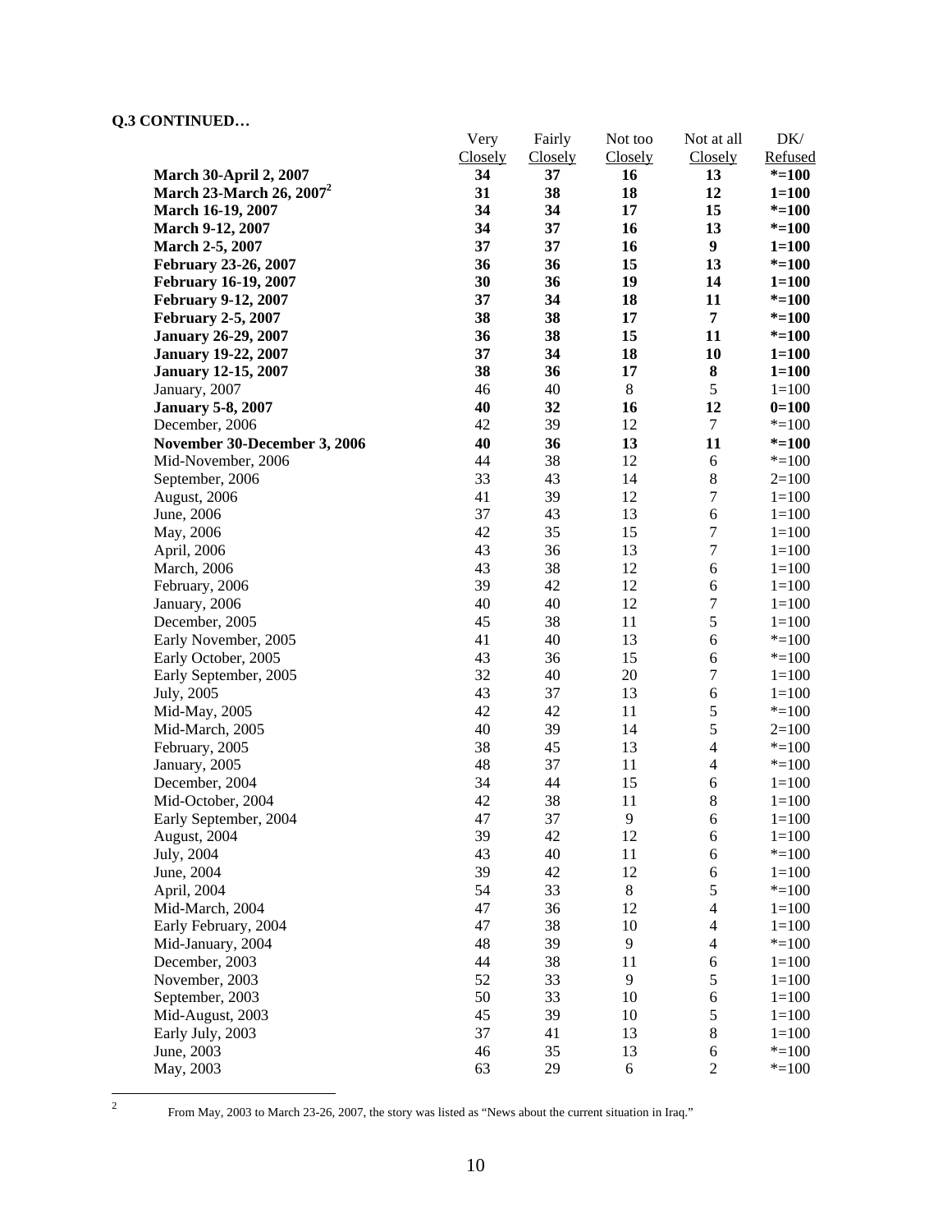**Q.3 CONTINUED…**

| | Very Closely | Fairly Closely | Not too Closely | Not at all Closely | DK/ Refused |
|---|---|---|---|---|---|
| **March 30-April 2, 2007** | **34** | **37** | **16** | **13** | ***=100** |
| **March 23-March 26, 2007**[2] | **31** | **38** | **18** | **12** | **1=100** |
| **March 16-19, 2007** | **34** | **34** | **17** | **15** | ***=100** |
| **March 9-12, 2007** | **34** | **37** | **16** | **13** | ***=100** |
| **March 2-5, 2007** | **37** | **37** | **16** | **9** | **1=100** |
| **February 23-26, 2007** | **36** | **36** | **15** | **13** | ***=100** |
| **February 16-19, 2007** | **30** | **36** | **19** | **14** | **1=100** |
| **February 9-12, 2007** | **37** | **34** | **18** | **11** | ***=100** |
| **February 2-5, 2007** | **38** | **38** | **17** | **7** | ***=100** |
| **January 26-29, 2007** | **36** | **38** | **15** | **11** | ***=100** |
| **January 19-22, 2007** | **37** | **34** | **18** | **10** | **1=100** |
| **January 12-15, 2007** | **38** | **36** | **17** | **8** | **1=100** |
| January, 2007 | 46 | 40 | 8 | 5 | 1=100 |
| **January 5-8, 2007** | **40** | **32** | **16** | **12** | **0=100** |
| December, 2006 | 42 | 39 | 12 | 7 | *=100 |
| **November 30-December 3, 2006** | **40** | **36** | **13** | **11** | ***=100** |
| Mid-November, 2006 | 44 | 38 | 12 | 6 | *=100 |
| September, 2006 | 33 | 43 | 14 | 8 | 2=100 |
| August, 2006 | 41 | 39 | 12 | 7 | 1=100 |
| June, 2006 | 37 | 43 | 13 | 6 | 1=100 |
| May, 2006 | 42 | 35 | 15 | 7 | 1=100 |
| April, 2006 | 43 | 36 | 13 | 7 | 1=100 |
| March, 2006 | 43 | 38 | 12 | 6 | 1=100 |
| February, 2006 | 39 | 42 | 12 | 6 | 1=100 |
| January, 2006 | 40 | 40 | 12 | 7 | 1=100 |
| December, 2005 | 45 | 38 | 11 | 5 | 1=100 |
| Early November, 2005 | 41 | 40 | 13 | 6 | *=100 |
| Early October, 2005 | 43 | 36 | 15 | 6 | *=100 |
| Early September, 2005 | 32 | 40 | 20 | 7 | 1=100 |
| July, 2005 | 43 | 37 | 13 | 6 | 1=100 |
| Mid-May, 2005 | 42 | 42 | 11 | 5 | *=100 |
| Mid-March, 2005 | 40 | 39 | 14 | 5 | 2=100 |
| February, 2005 | 38 | 45 | 13 | 4 | *=100 |
| January, 2005 | 48 | 37 | 11 | 4 | *=100 |
| December, 2004 | 34 | 44 | 15 | 6 | 1=100 |
| Mid-October, 2004 | 42 | 38 | 11 | 8 | 1=100 |
| Early September, 2004 | 47 | 37 | 9 | 6 | 1=100 |
| August, 2004 | 39 | 42 | 12 | 6 | 1=100 |
| July, 2004 | 43 | 40 | 11 | 6 | *=100 |
| June, 2004 | 39 | 42 | 12 | 6 | 1=100 |
| April, 2004 | 54 | 33 | 8 | 5 | *=100 |
| Mid-March, 2004 | 47 | 36 | 12 | 4 | 1=100 |
| Early February, 2004 | 47 | 38 | 10 | 4 | 1=100 |
| Mid-January, 2004 | 48 | 39 | 9 | 4 | *=100 |
| December, 2003 | 44 | 38 | 11 | 6 | 1=100 |
| November, 2003 | 52 | 33 | 9 | 5 | 1=100 |
| September, 2003 | 50 | 33 | 10 | 6 | 1=100 |
| Mid-August, 2003 | 45 | 39 | 10 | 5 | 1=100 |
| Early July, 2003 | 37 | 41 | 13 | 8 | 1=100 |
| June, 2003 | 46 | 35 | 13 | 6 | *=100 |
| May, 2003 | 63 | 29 | 6 | 2 | *=100 |

[2] From May, 2003 to March 23-26, 2007, the story was listed as "News about the current situation in Iraq."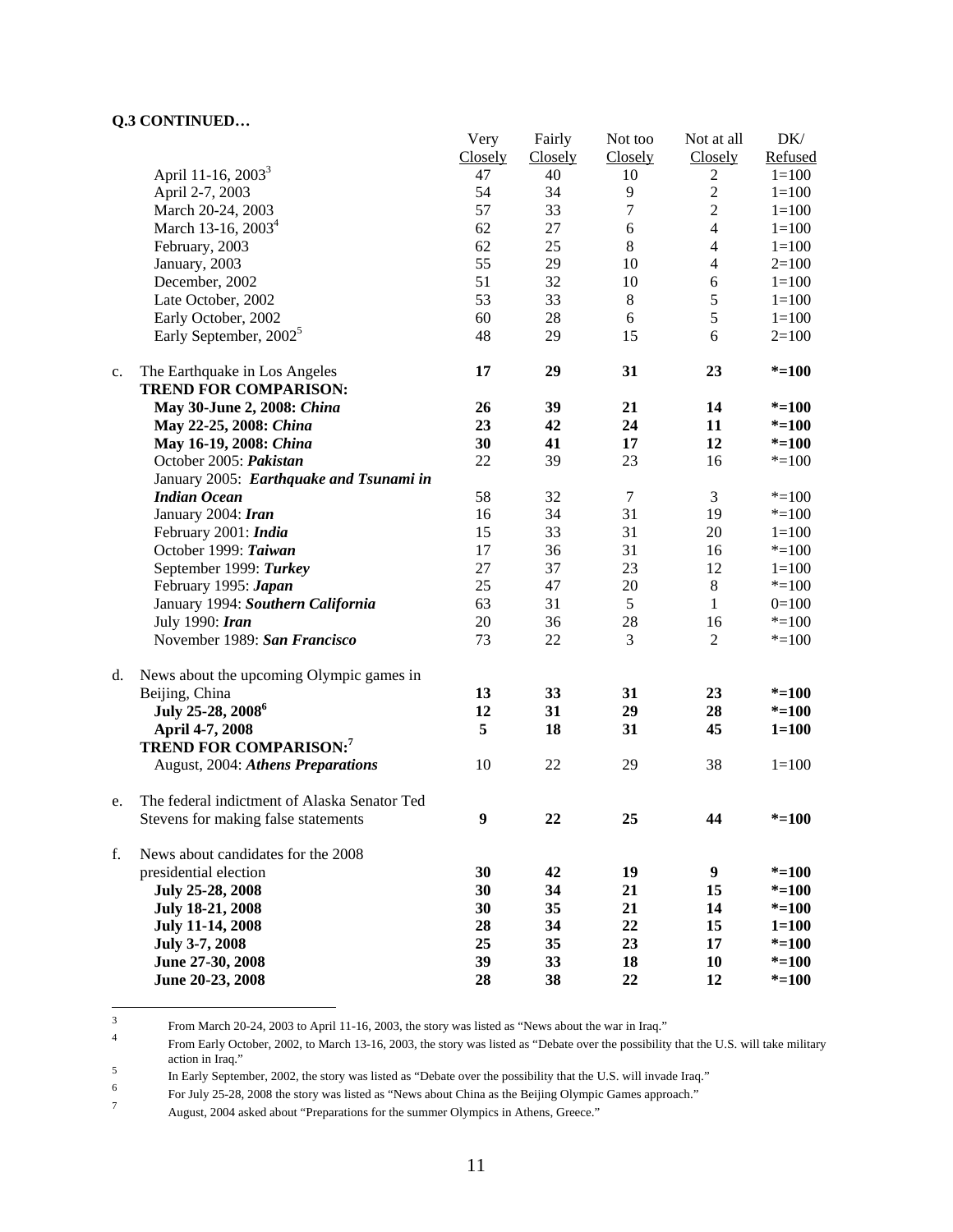**Q.3 CONTINUED…**

| | | Very Closely | Fairly Closely | Not too Closely | Not at all Closely | DK/ Refused |
|---|---|---|---|---|---|---|
| | April 11-16, 2003[3] | 47 | 40 | 10 | 2 | 1=100 |
| | April 2-7, 2003 | 54 | 34 | 9 | 2 | 1=100 |
| | March 20-24, 2003 | 57 | 33 | 7 | 2 | 1=100 |
| | March 13-16, 2003[4] | 62 | 27 | 6 | 4 | 1=100 |
| | February, 2003 | 62 | 25 | 8 | 4 | 1=100 |
| | January, 2003 | 55 | 29 | 10 | 4 | 2=100 |
| | December, 2002 | 51 | 32 | 10 | 6 | 1=100 |
| | Late October, 2002 | 53 | 33 | 8 | 5 | 1=100 |
| | Early October, 2002 | 60 | 28 | 6 | 5 | 1=100 |
| | Early September, 2002[5] | 48 | 29 | 15 | 6 | 2=100 |
| c. | The Earthquake in Los Angeles | **17** | **29** | **31** | **23** | **\*=100** |
| | **TREND FOR COMPARISON:** | | | | | |
| | **May 30-June 2, 2008: *China*** | **26** | **39** | **21** | **14** | **\*=100** |
| | **May 22-25, 2008: *China*** | **23** | **42** | **24** | **11** | **\*=100** |
| | **May 16-19, 2008: *China*** | **30** | **41** | **17** | **12** | **\*=100** |
| | October 2005: ***Pakistan*** | 22 | 39 | 23 | 16 | *=100 |
| | January 2005: ***Earthquake and Tsunami in Indian Ocean*** | 58 | 32 | 7 | 3 | *=100 |
| | January 2004: ***Iran*** | 16 | 34 | 31 | 19 | *=100 |
| | February 2001: ***India*** | 15 | 33 | 31 | 20 | 1=100 |
| | October 1999: ***Taiwan*** | 17 | 36 | 31 | 16 | *=100 |
| | September 1999: ***Turkey*** | 27 | 37 | 23 | 12 | 1=100 |
| | February 1995: ***Japan*** | 25 | 47 | 20 | 8 | *=100 |
| | January 1994: ***Southern California*** | 63 | 31 | 5 | 1 | 0=100 |
| | July 1990: ***Iran*** | 20 | 36 | 28 | 16 | *=100 |
| | November 1989: ***San Francisco*** | 73 | 22 | 3 | 2 | *=100 |
| d. | News about the upcoming Olympic games in Beijing, China | **13** | **33** | **31** | **23** | **\*=100** |
| | **July 25-28, 2008[6]** | **12** | **31** | **29** | **28** | **\*=100** |
| | **April 4-7, 2008** | **5** | **18** | **31** | **45** | **1=100** |
| | **TREND FOR COMPARISON:[7]** | | | | | |
| | August, 2004: ***Athens Preparations*** | 10 | 22 | 29 | 38 | 1=100 |
| e. | The federal indictment of Alaska Senator Ted Stevens for making false statements | **9** | **22** | **25** | **44** | **\*=100** |
| f. | News about candidates for the 2008 presidential election | **30** | **42** | **19** | **9** | **\*=100** |
| | **July 25-28, 2008** | **30** | **34** | **21** | **15** | **\*=100** |
| | **July 18-21, 2008** | **30** | **35** | **21** | **14** | **\*=100** |
| | **July 11-14, 2008** | **28** | **34** | **22** | **15** | **1=100** |
| | **July 3-7, 2008** | **25** | **35** | **23** | **17** | **\*=100** |
| | **June 27-30, 2008** | **39** | **33** | **18** | **10** | **\*=100** |
| | **June 20-23, 2008** | **28** | **38** | **22** | **12** | **\*=100** |

---

[3] From March 20-24, 2003 to April 11-16, 2003, the story was listed as "News about the war in Iraq."

[4] From Early October, 2002, to March 13-16, 2003, the story was listed as "Debate over the possibility that the U.S. will take military action in Iraq."

[5] In Early September, 2002, the story was listed as "Debate over the possibility that the U.S. will invade Iraq."

[6] For July 25-28, 2008 the story was listed as "News about China as the Beijing Olympic Games approach."

[7] August, 2004 asked about "Preparations for the summer Olympics in Athens, Greece."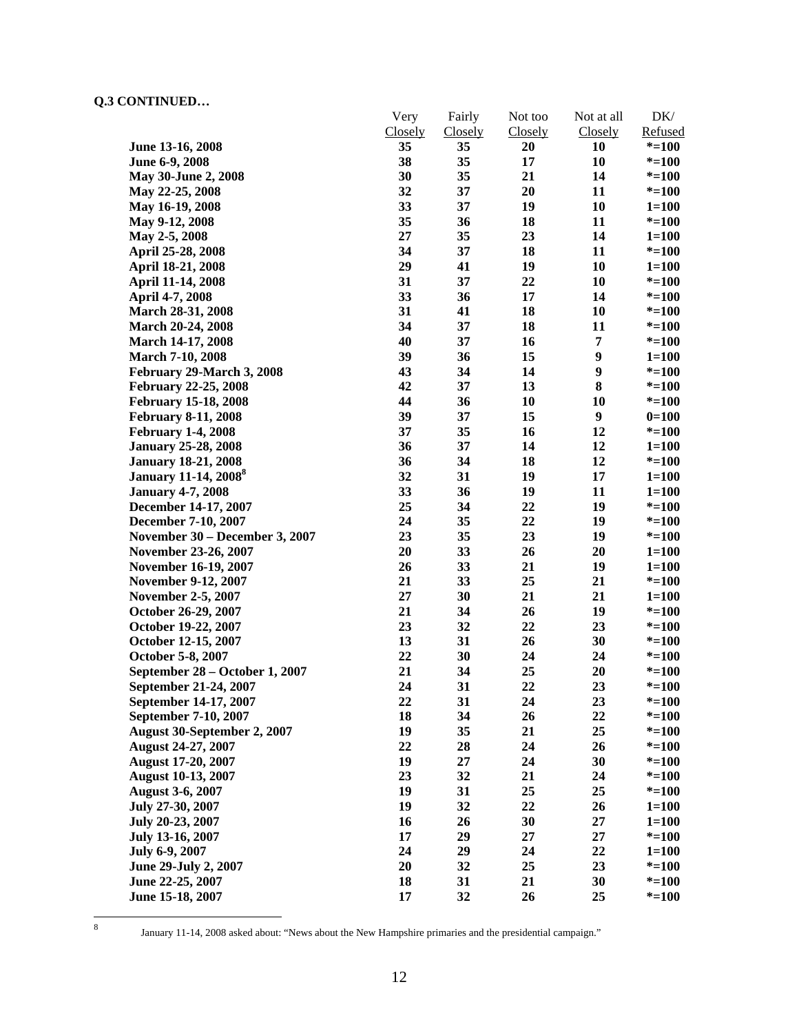**Q.3 CONTINUED…**

| | Very Closely | Fairly Closely | Not too Closely | Not at all Closely | DK/ Refused |
|---|---|---|---|---|---|
| **June 13-16, 2008** | **35** | **35** | **20** | **10** | ***=100** |
| **June 6-9, 2008** | **38** | **35** | **17** | **10** | ***=100** |
| **May 30-June 2, 2008** | **30** | **35** | **21** | **14** | ***=100** |
| **May 22-25, 2008** | **32** | **37** | **20** | **11** | ***=100** |
| **May 16-19, 2008** | **33** | **37** | **19** | **10** | **1=100** |
| **May 9-12, 2008** | **35** | **36** | **18** | **11** | ***=100** |
| **May 2-5, 2008** | **27** | **35** | **23** | **14** | **1=100** |
| **April 25-28, 2008** | **34** | **37** | **18** | **11** | ***=100** |
| **April 18-21, 2008** | **29** | **41** | **19** | **10** | **1=100** |
| **April 11-14, 2008** | **31** | **37** | **22** | **10** | ***=100** |
| **April 4-7, 2008** | **33** | **36** | **17** | **14** | ***=100** |
| **March 28-31, 2008** | **31** | **41** | **18** | **10** | ***=100** |
| **March 20-24, 2008** | **34** | **37** | **18** | **11** | ***=100** |
| **March 14-17, 2008** | **40** | **37** | **16** | **7** | ***=100** |
| **March 7-10, 2008** | **39** | **36** | **15** | **9** | **1=100** |
| **February 29-March 3, 2008** | **43** | **34** | **14** | **9** | ***=100** |
| **February 22-25, 2008** | **42** | **37** | **13** | **8** | ***=100** |
| **February 15-18, 2008** | **44** | **36** | **10** | **10** | ***=100** |
| **February 8-11, 2008** | **39** | **37** | **15** | **9** | **0=100** |
| **February 1-4, 2008** | **37** | **35** | **16** | **12** | ***=100** |
| **January 25-28, 2008** | **36** | **37** | **14** | **12** | **1=100** |
| **January 18-21, 2008** | **36** | **34** | **18** | **12** | ***=100** |
| **January 11-14, 2008[8]** | **32** | **31** | **19** | **17** | **1=100** |
| **January 4-7, 2008** | **33** | **36** | **19** | **11** | **1=100** |
| **December 14-17, 2007** | **25** | **34** | **22** | **19** | ***=100** |
| **December 7-10, 2007** | **24** | **35** | **22** | **19** | ***=100** |
| **November 30 – December 3, 2007** | **23** | **35** | **23** | **19** | ***=100** |
| **November 23-26, 2007** | **20** | **33** | **26** | **20** | **1=100** |
| **November 16-19, 2007** | **26** | **33** | **21** | **19** | **1=100** |
| **November 9-12, 2007** | **21** | **33** | **25** | **21** | ***=100** |
| **November 2-5, 2007** | **27** | **30** | **21** | **21** | **1=100** |
| **October 26-29, 2007** | **21** | **34** | **26** | **19** | ***=100** |
| **October 19-22, 2007** | **23** | **32** | **22** | **23** | ***=100** |
| **October 12-15, 2007** | **13** | **31** | **26** | **30** | ***=100** |
| **October 5-8, 2007** | **22** | **30** | **24** | **24** | ***=100** |
| **September 28 – October 1, 2007** | **21** | **34** | **25** | **20** | ***=100** |
| **September 21-24, 2007** | **24** | **31** | **22** | **23** | ***=100** |
| **September 14-17, 2007** | **22** | **31** | **24** | **23** | ***=100** |
| **September 7-10, 2007** | **18** | **34** | **26** | **22** | ***=100** |
| **August 30-September 2, 2007** | **19** | **35** | **21** | **25** | ***=100** |
| **August 24-27, 2007** | **22** | **28** | **24** | **26** | ***=100** |
| **August 17-20, 2007** | **19** | **27** | **24** | **30** | ***=100** |
| **August 10-13, 2007** | **23** | **32** | **21** | **24** | ***=100** |
| **August 3-6, 2007** | **19** | **31** | **25** | **25** | ***=100** |
| **July 27-30, 2007** | **19** | **32** | **22** | **26** | **1=100** |
| **July 20-23, 2007** | **16** | **26** | **30** | **27** | **1=100** |
| **July 13-16, 2007** | **17** | **29** | **27** | **27** | ***=100** |
| **July 6-9, 2007** | **24** | **29** | **24** | **22** | **1=100** |
| **June 29-July 2, 2007** | **20** | **32** | **25** | **23** | ***=100** |
| **June 22-25, 2007** | **18** | **31** | **21** | **30** | ***=100** |
| **June 15-18, 2007** | **17** | **32** | **26** | **25** | ***=100** |

[8] January 11-14, 2008 asked about: "News about the New Hampshire primaries and the presidential campaign."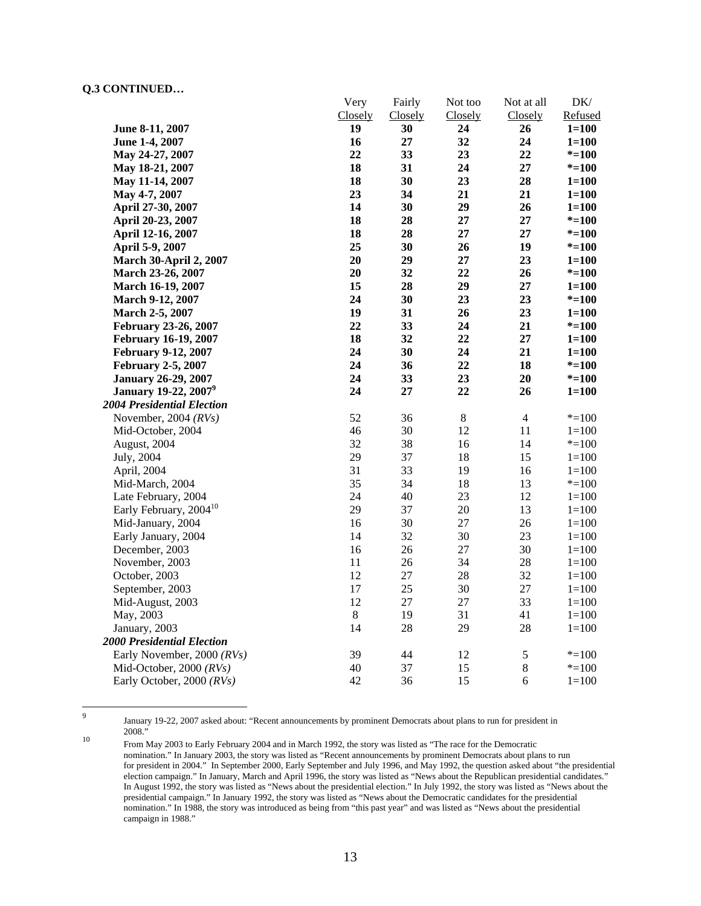**Q.3 CONTINUED…**

| | Very Closely | Fairly Closely | Not too Closely | Not at all Closely | DK/ Refused |
|---|---|---|---|---|---|
| **June 8-11, 2007** | **19** | **30** | **24** | **26** | **1=100** |
| **June 1-4, 2007** | **16** | **27** | **32** | **24** | **1=100** |
| **May 24-27, 2007** | **22** | **33** | **23** | **22** | **\*=100** |
| **May 18-21, 2007** | **18** | **31** | **24** | **27** | **\*=100** |
| **May 11-14, 2007** | **18** | **30** | **23** | **28** | **1=100** |
| **May 4-7, 2007** | **23** | **34** | **21** | **21** | **1=100** |
| **April 27-30, 2007** | **14** | **30** | **29** | **26** | **1=100** |
| **April 20-23, 2007** | **18** | **28** | **27** | **27** | **\*=100** |
| **April 12-16, 2007** | **18** | **28** | **27** | **27** | **\*=100** |
| **April 5-9, 2007** | **25** | **30** | **26** | **19** | **\*=100** |
| **March 30-April 2, 2007** | **20** | **29** | **27** | **23** | **1=100** |
| **March 23-26, 2007** | **20** | **32** | **22** | **26** | **\*=100** |
| **March 16-19, 2007** | **15** | **28** | **29** | **27** | **1=100** |
| **March 9-12, 2007** | **24** | **30** | **23** | **23** | **\*=100** |
| **March 2-5, 2007** | **19** | **31** | **26** | **23** | **1=100** |
| **February 23-26, 2007** | **22** | **33** | **24** | **21** | **\*=100** |
| **February 16-19, 2007** | **18** | **32** | **22** | **27** | **1=100** |
| **February 9-12, 2007** | **24** | **30** | **24** | **21** | **1=100** |
| **February 2-5, 2007** | **24** | **36** | **22** | **18** | **\*=100** |
| **January 26-29, 2007** | **24** | **33** | **23** | **20** | **\*=100** |
| **January 19-22, 2007[9]** | **24** | **27** | **22** | **26** | **1=100** |
| ***2004 Presidential Election*** | | | | | |
| November, 2004 *(RVs)* | 52 | 36 | 8 | 4 | *=100 |
| Mid-October, 2004 | 46 | 30 | 12 | 11 | 1=100 |
| August, 2004 | 32 | 38 | 16 | 14 | *=100 |
| July, 2004 | 29 | 37 | 18 | 15 | 1=100 |
| April, 2004 | 31 | 33 | 19 | 16 | 1=100 |
| Mid-March, 2004 | 35 | 34 | 18 | 13 | *=100 |
| Late February, 2004 | 24 | 40 | 23 | 12 | 1=100 |
| Early February, 2004[10] | 29 | 37 | 20 | 13 | 1=100 |
| Mid-January, 2004 | 16 | 30 | 27 | 26 | 1=100 |
| Early January, 2004 | 14 | 32 | 30 | 23 | 1=100 |
| December, 2003 | 16 | 26 | 27 | 30 | 1=100 |
| November, 2003 | 11 | 26 | 34 | 28 | 1=100 |
| October, 2003 | 12 | 27 | 28 | 32 | 1=100 |
| September, 2003 | 17 | 25 | 30 | 27 | 1=100 |
| Mid-August, 2003 | 12 | 27 | 27 | 33 | 1=100 |
| May, 2003 | 8 | 19 | 31 | 41 | 1=100 |
| January, 2003 | 14 | 28 | 29 | 28 | 1=100 |
| ***2000 Presidential Election*** | | | | | |
| Early November, 2000 *(RVs)* | 39 | 44 | 12 | 5 | *=100 |
| Mid-October, 2000 *(RVs)* | 40 | 37 | 15 | 8 | *=100 |
| Early October, 2000 *(RVs)* | 42 | 36 | 15 | 6 | 1=100 |

[9] January 19-22, 2007 asked about: "Recent announcements by prominent Democrats about plans to run for president in 2008."

[10] From May 2003 to Early February 2004 and in March 1992, the story was listed as "The race for the Democratic nomination." In January 2003, the story was listed as "Recent announcements by prominent Democrats about plans to run for president in 2004." In September 2000, Early September and July 1996, and May 1992, the question asked about "the presidential election campaign." In January, March and April 1996, the story was listed as "News about the Republican presidential candidates." In August 1992, the story was listed as "News about the presidential election." In July 1992, the story was listed as "News about the presidential campaign." In January 1992, the story was listed as "News about the Democratic candidates for the presidential nomination." In 1988, the story was introduced as being from "this past year" and was listed as "News about the presidential campaign in 1988."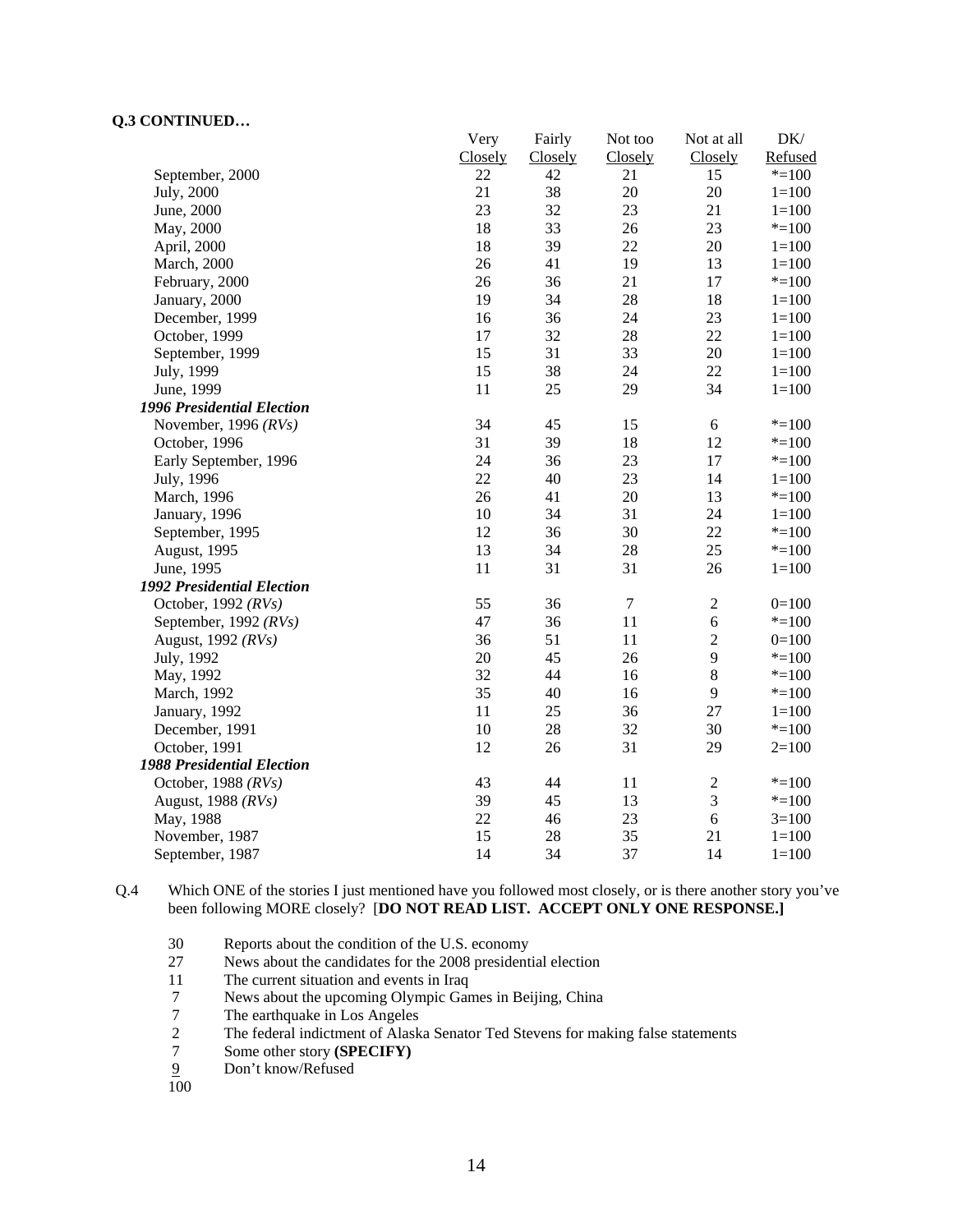**Q.3 CONTINUED…**

| | Very Closely | Fairly Closely | Not too Closely | Not at all Closely | DK/ Refused |
|---|---|---|---|---|---|
| September, 2000 | 22 | 42 | 21 | 15 | *=100 |
| July, 2000 | 21 | 38 | 20 | 20 | 1=100 |
| June, 2000 | 23 | 32 | 23 | 21 | 1=100 |
| May, 2000 | 18 | 33 | 26 | 23 | *=100 |
| April, 2000 | 18 | 39 | 22 | 20 | 1=100 |
| March, 2000 | 26 | 41 | 19 | 13 | 1=100 |
| February, 2000 | 26 | 36 | 21 | 17 | *=100 |
| January, 2000 | 19 | 34 | 28 | 18 | 1=100 |
| December, 1999 | 16 | 36 | 24 | 23 | 1=100 |
| October, 1999 | 17 | 32 | 28 | 22 | 1=100 |
| September, 1999 | 15 | 31 | 33 | 20 | 1=100 |
| July, 1999 | 15 | 38 | 24 | 22 | 1=100 |
| June, 1999 | 11 | 25 | 29 | 34 | 1=100 |
| ***1996 Presidential Election*** | | | | | |
| November, 1996 *(RVs)* | 34 | 45 | 15 | 6 | *=100 |
| October, 1996 | 31 | 39 | 18 | 12 | *=100 |
| Early September, 1996 | 24 | 36 | 23 | 17 | *=100 |
| July, 1996 | 22 | 40 | 23 | 14 | 1=100 |
| March, 1996 | 26 | 41 | 20 | 13 | *=100 |
| January, 1996 | 10 | 34 | 31 | 24 | 1=100 |
| September, 1995 | 12 | 36 | 30 | 22 | *=100 |
| August, 1995 | 13 | 34 | 28 | 25 | *=100 |
| June, 1995 | 11 | 31 | 31 | 26 | 1=100 |
| ***1992 Presidential Election*** | | | | | |
| October, 1992 *(RVs)* | 55 | 36 | 7 | 2 | 0=100 |
| September, 1992 *(RVs)* | 47 | 36 | 11 | 6 | *=100 |
| August, 1992 *(RVs)* | 36 | 51 | 11 | 2 | 0=100 |
| July, 1992 | 20 | 45 | 26 | 9 | *=100 |
| May, 1992 | 32 | 44 | 16 | 8 | *=100 |
| March, 1992 | 35 | 40 | 16 | 9 | *=100 |
| January, 1992 | 11 | 25 | 36 | 27 | 1=100 |
| December, 1991 | 10 | 28 | 32 | 30 | *=100 |
| October, 1991 | 12 | 26 | 31 | 29 | 2=100 |
| ***1988 Presidential Election*** | | | | | |
| October, 1988 *(RVs)* | 43 | 44 | 11 | 2 | *=100 |
| August, 1988 *(RVs)* | 39 | 45 | 13 | 3 | *=100 |
| May, 1988 | 22 | 46 | 23 | 6 | 3=100 |
| November, 1987 | 15 | 28 | 35 | 21 | 1=100 |
| September, 1987 | 14 | 34 | 37 | 14 | 1=100 |

Q.4 Which ONE of the stories I just mentioned have you followed most closely, or is there another story you've been following MORE closely? [**DO NOT READ LIST. ACCEPT ONLY ONE RESPONSE.]**

| | |
|---|---|
| 30 | Reports about the condition of the U.S. economy |
| 27 | News about the candidates for the 2008 presidential election |
| 11 | The current situation and events in Iraq |
| 7 | News about the upcoming Olympic Games in Beijing, China |
| 7 | The earthquake in Los Angeles |
| 2 | The federal indictment of Alaska Senator Ted Stevens for making false statements |
| 7 | Some other story **(SPECIFY)** |
| 9 | Don't know/Refused |
| 100 | |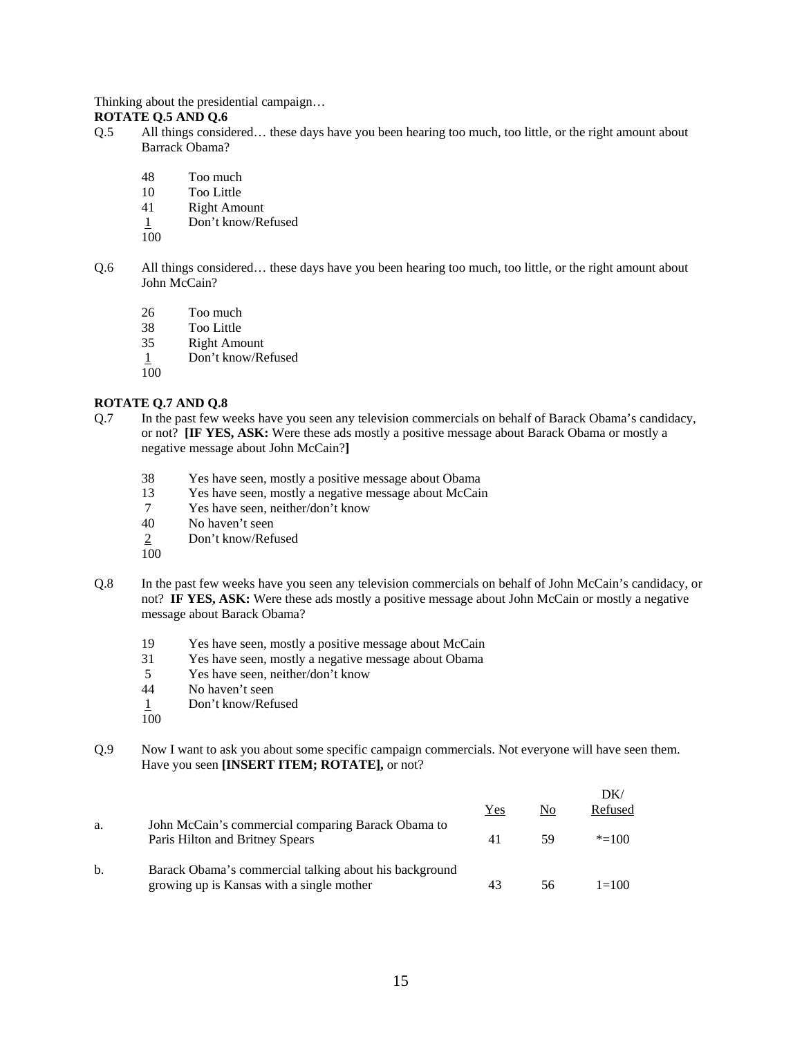Thinking about the presidential campaign…

**ROTATE Q.5 AND Q.6**

Q.5 All things considered… these days have you been hearing too much, too little, or the right amount about Barrack Obama?

| | |
|---|---|
| 48 | Too much |
| 10 | Too Little |
| 41 | Right Amount |
| 1 | Don't know/Refused |
| 100 | |

Q.6 All things considered… these days have you been hearing too much, too little, or the right amount about John McCain?

| | |
|---|---|
| 26 | Too much |
| 38 | Too Little |
| 35 | Right Amount |
| 1 | Don't know/Refused |
| 100 | |

**ROTATE Q.7 AND Q.8**

Q.7 In the past few weeks have you seen any television commercials on behalf of Barack Obama's candidacy, or not? **[IF YES, ASK:** Were these ads mostly a positive message about Barack Obama or mostly a negative message about John McCain?**]**

| | |
|---|---|
| 38 | Yes have seen, mostly a positive message about Obama |
| 13 | Yes have seen, mostly a negative message about McCain |
| 7 | Yes have seen, neither/don't know |
| 40 | No haven't seen |
| 2 | Don't know/Refused |
| 100 | |

Q.8 In the past few weeks have you seen any television commercials on behalf of John McCain's candidacy, or not? **IF YES, ASK:** Were these ads mostly a positive message about John McCain or mostly a negative message about Barack Obama?

| | |
|---|---|
| 19 | Yes have seen, mostly a positive message about McCain |
| 31 | Yes have seen, mostly a negative message about Obama |
| 5 | Yes have seen, neither/don't know |
| 44 | No haven't seen |
| 1 | Don't know/Refused |
| 100 | |

Q.9 Now I want to ask you about some specific campaign commercials. Not everyone will have seen them. Have you seen **[INSERT ITEM; ROTATE],** or not?

| | | Yes | No | DK/ Refused |
|---|---|---|---|---|
| a. | John McCain's commercial comparing Barack Obama to Paris Hilton and Britney Spears | 41 | 59 | *=100 |
| b. | Barack Obama's commercial talking about his background growing up is Kansas with a single mother | 43 | 56 | 1=100 |